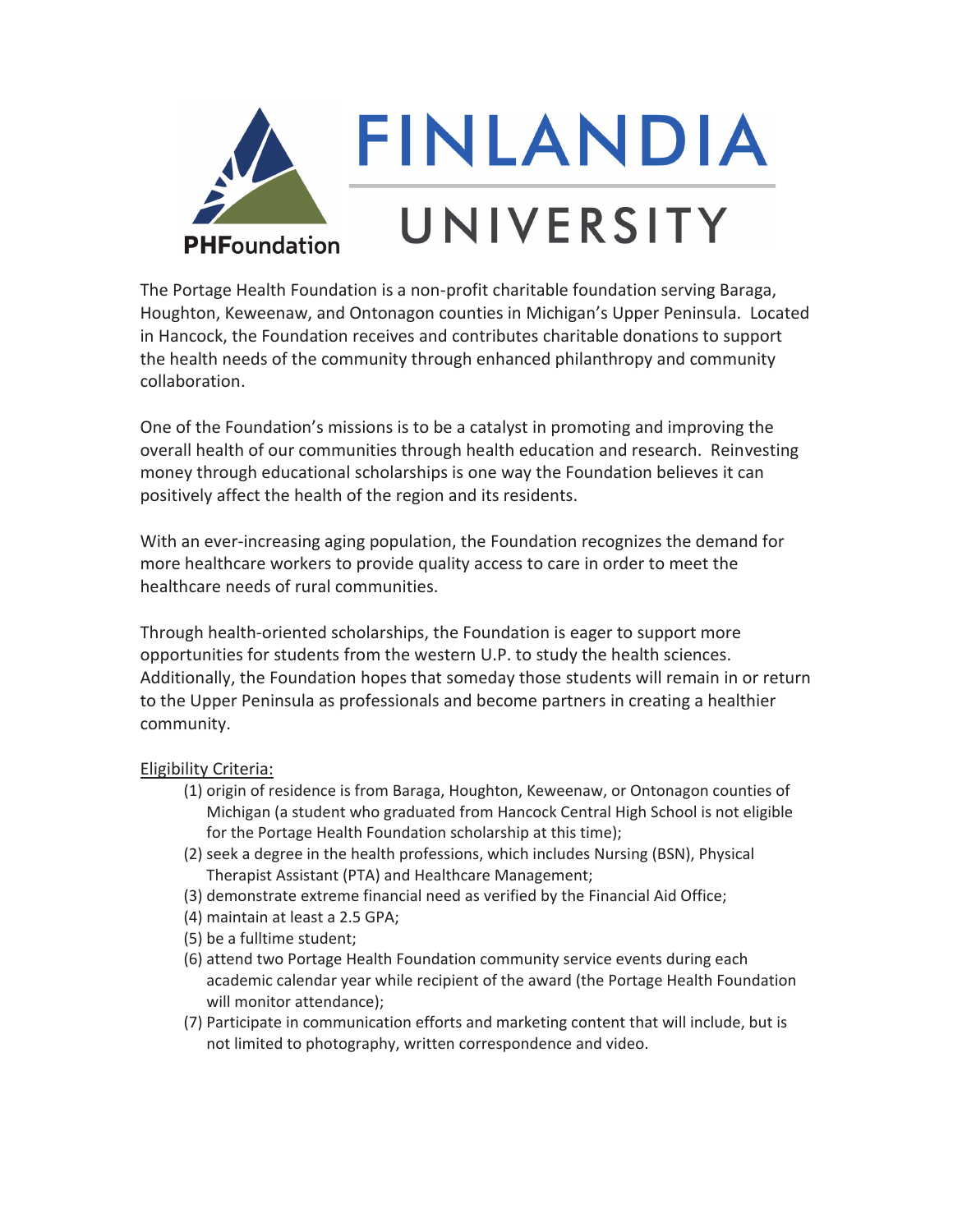PHFoundation

# FINLANDIA UNIVERSITY

The Portage Health Foundation is a non-profit charitable foundation serving Baraga, Houghton, Keweenaw, and Ontonagon counties in Michigan's Upper Peninsula. Located in Hancock, the Foundation receives and contributes charitable donations to support the health needs of the community through enhanced philanthropy and community collaboration.

One of the Foundation's missions is to be a catalyst in promoting and improving the overall health of our communities through health education and research. Reinvesting money through educational scholarships is one way the Foundation believes it can positively affect the health of the region and its residents.

With an ever-increasing aging population, the Foundation recognizes the demand for more healthcare workers to provide quality access to care in order to meet the healthcare needs of rural communities.

Through health-oriented scholarships, the Foundation is eager to support more opportunities for students from the western U.P. to study the health sciences. Additionally, the Foundation hopes that someday those students will remain in or return to the Upper Peninsula as professionals and become partners in creating a healthier community.

Eligibility Criteria:

(1) origin of residence is from Baraga, Houghton, Keweenaw, or Ontonagon counties of Michigan (a student who graduated from Hancock Central High School is not eligible for the Portage Health Foundation scholarship at this time);
(2) seek a degree in the health professions, which includes Nursing (BSN), Physical Therapist Assistant (PTA) and Healthcare Management;
(3) demonstrate extreme financial need as verified by the Financial Aid Office;
(4) maintain at least a 2.5 GPA;
(5) be a fulltime student;
(6) attend two Portage Health Foundation community service events during each academic calendar year while recipient of the award (the Portage Health Foundation will monitor attendance);
(7) Participate in communication efforts and marketing content that will include, but is not limited to photography, written correspondence and video.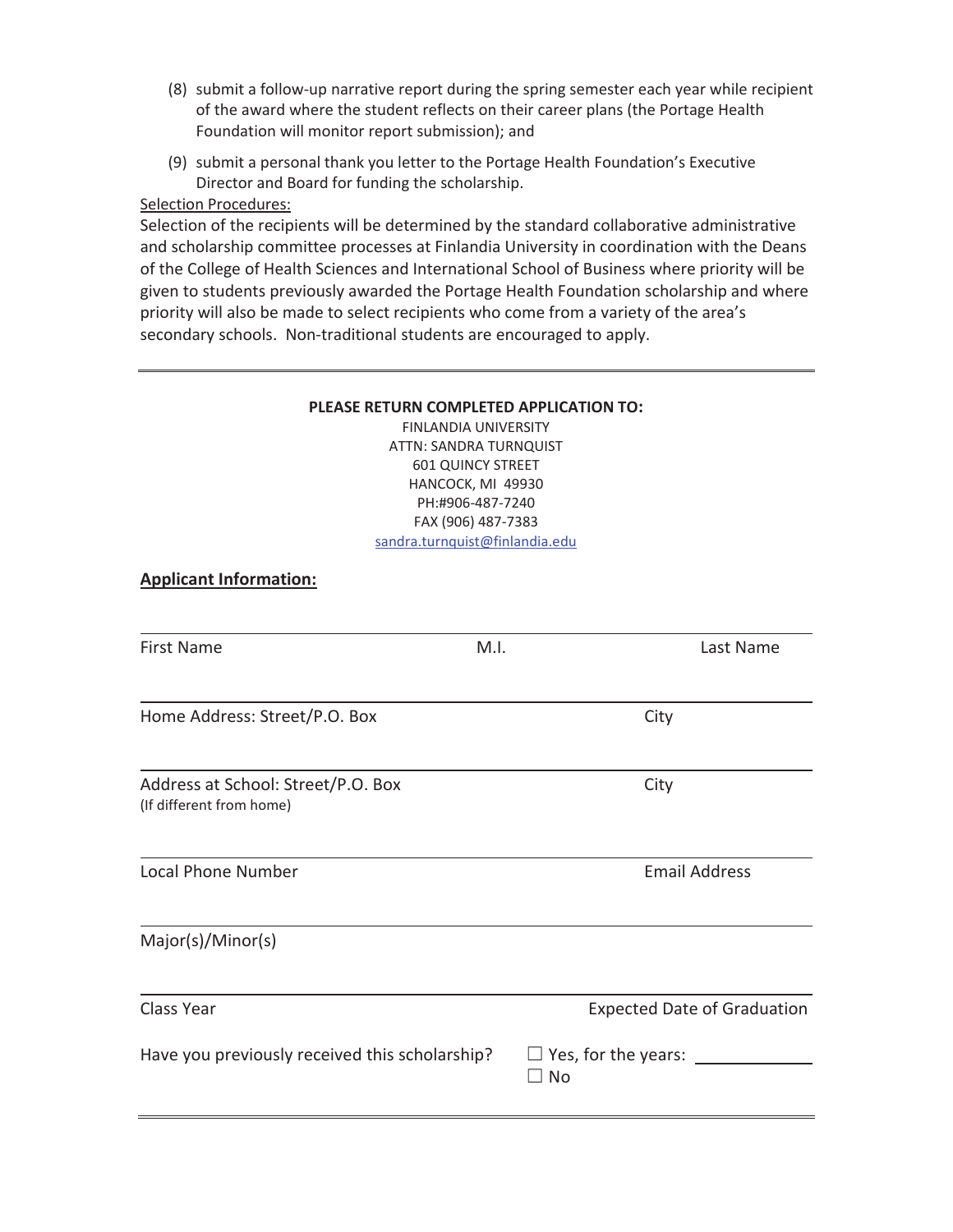(8) submit a follow-up narrative report during the spring semester each year while recipient of the award where the student reflects on their career plans (the Portage Health Foundation will monitor report submission); and

(9) submit a personal thank you letter to the Portage Health Foundation's Executive Director and Board for funding the scholarship.

Selection Procedures:

Selection of the recipients will be determined by the standard collaborative administrative and scholarship committee processes at Finlandia University in coordination with the Deans of the College of Health Sciences and International School of Business where priority will be given to students previously awarded the Portage Health Foundation scholarship and where priority will also be made to select recipients who come from a variety of the area's secondary schools. Non-traditional students are encouraged to apply.

---

**PLEASE RETURN COMPLETED APPLICATION TO:**

FINLANDIA UNIVERSITY
ATTN: SANDRA TURNQUIST
601 QUINCY STREET
HANCOCK, MI 49930
PH:#906-487-7240
FAX (906) 487-7383
sandra.turnquist@finlandia.edu

**Applicant Information:**

First Name ______ M.I. ______ Last Name ______

Home Address: Street/P.O. Box ______ City ______

Address at School: Street/P.O. Box (If different from home) ______ City ______

Local Phone Number ______ Email Address ______

Major(s)/Minor(s) ______

Class Year ______ Expected Date of Graduation ______

Have you previously received this scholarship? ☐ Yes, for the years: ______
☐ No